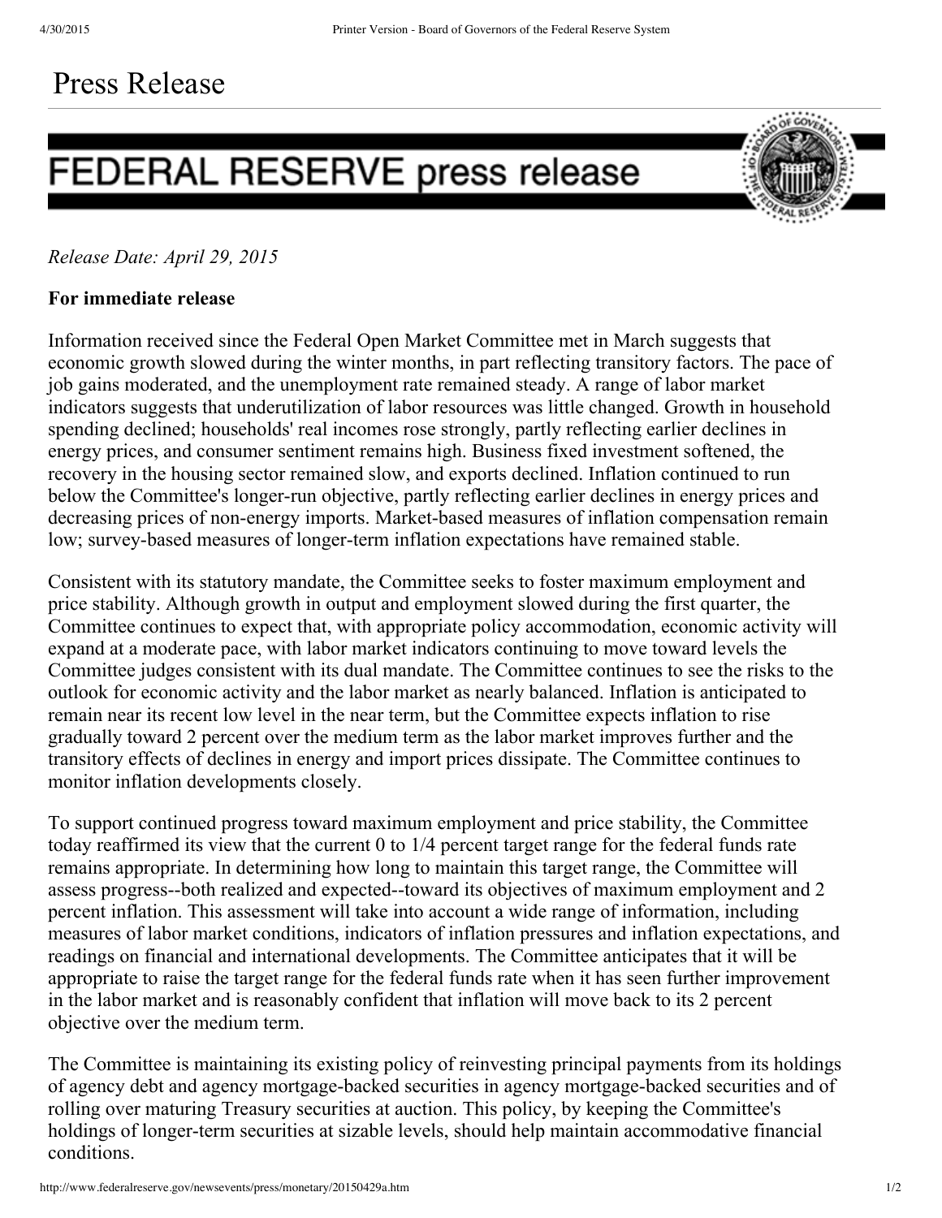# Press Release

## FEDERAL RESERVE press release

*Release Date: April 29, 2015*

**For immediate release**

Information received since the Federal Open Market Committee met in March suggests that economic growth slowed during the winter months, in part reflecting transitory factors. The pace of job gains moderated, and the unemployment rate remained steady. A range of labor market indicators suggests that underutilization of labor resources was little changed. Growth in household spending declined; households' real incomes rose strongly, partly reflecting earlier declines in energy prices, and consumer sentiment remains high. Business fixed investment softened, the recovery in the housing sector remained slow, and exports declined. Inflation continued to run below the Committee's longer-run objective, partly reflecting earlier declines in energy prices and decreasing prices of non-energy imports. Market-based measures of inflation compensation remain low; survey-based measures of longer-term inflation expectations have remained stable.

Consistent with its statutory mandate, the Committee seeks to foster maximum employment and price stability. Although growth in output and employment slowed during the first quarter, the Committee continues to expect that, with appropriate policy accommodation, economic activity will expand at a moderate pace, with labor market indicators continuing to move toward levels the Committee judges consistent with its dual mandate. The Committee continues to see the risks to the outlook for economic activity and the labor market as nearly balanced. Inflation is anticipated to remain near its recent low level in the near term, but the Committee expects inflation to rise gradually toward 2 percent over the medium term as the labor market improves further and the transitory effects of declines in energy and import prices dissipate. The Committee continues to monitor inflation developments closely.

To support continued progress toward maximum employment and price stability, the Committee today reaffirmed its view that the current 0 to 1/4 percent target range for the federal funds rate remains appropriate. In determining how long to maintain this target range, the Committee will assess progress--both realized and expected--toward its objectives of maximum employment and 2 percent inflation. This assessment will take into account a wide range of information, including measures of labor market conditions, indicators of inflation pressures and inflation expectations, and readings on financial and international developments. The Committee anticipates that it will be appropriate to raise the target range for the federal funds rate when it has seen further improvement in the labor market and is reasonably confident that inflation will move back to its 2 percent objective over the medium term.

The Committee is maintaining its existing policy of reinvesting principal payments from its holdings of agency debt and agency mortgage-backed securities in agency mortgage-backed securities and of rolling over maturing Treasury securities at auction. This policy, by keeping the Committee's holdings of longer-term securities at sizable levels, should help maintain accommodative financial conditions.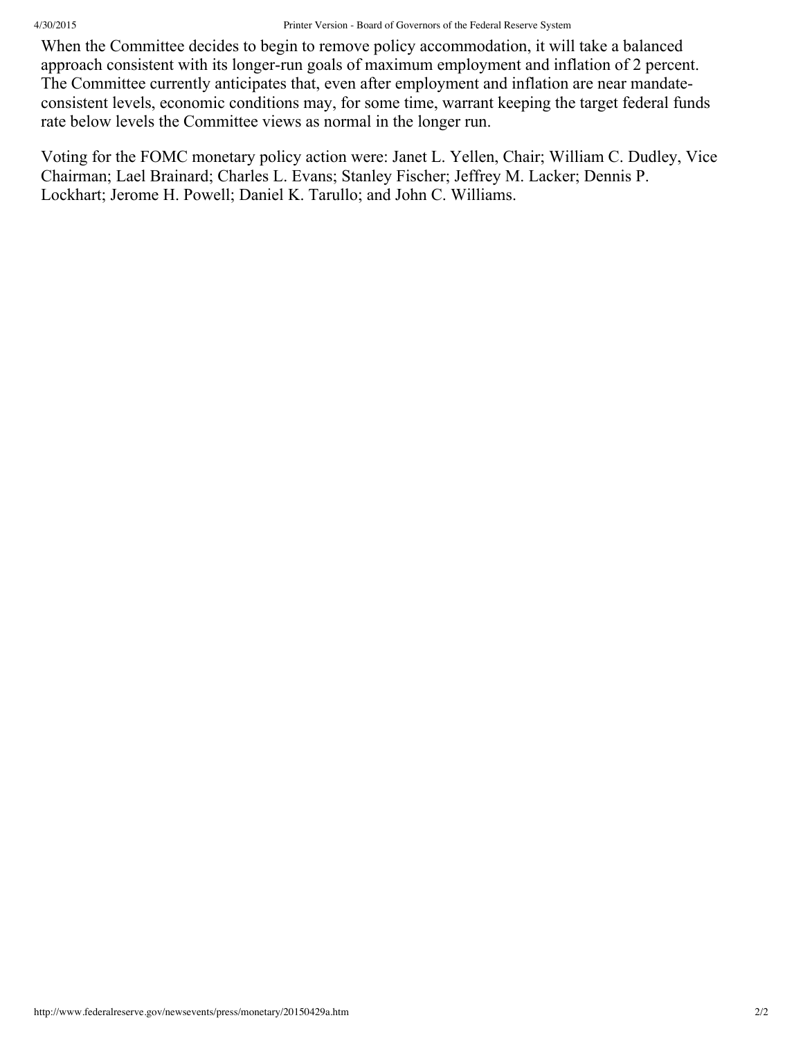When the Committee decides to begin to remove policy accommodation, it will take a balanced approach consistent with its longer-run goals of maximum employment and inflation of 2 percent. The Committee currently anticipates that, even after employment and inflation are near mandate-consistent levels, economic conditions may, for some time, warrant keeping the target federal funds rate below levels the Committee views as normal in the longer run.

Voting for the FOMC monetary policy action were: Janet L. Yellen, Chair; William C. Dudley, Vice Chairman; Lael Brainard; Charles L. Evans; Stanley Fischer; Jeffrey M. Lacker; Dennis P. Lockhart; Jerome H. Powell; Daniel K. Tarullo; and John C. Williams.